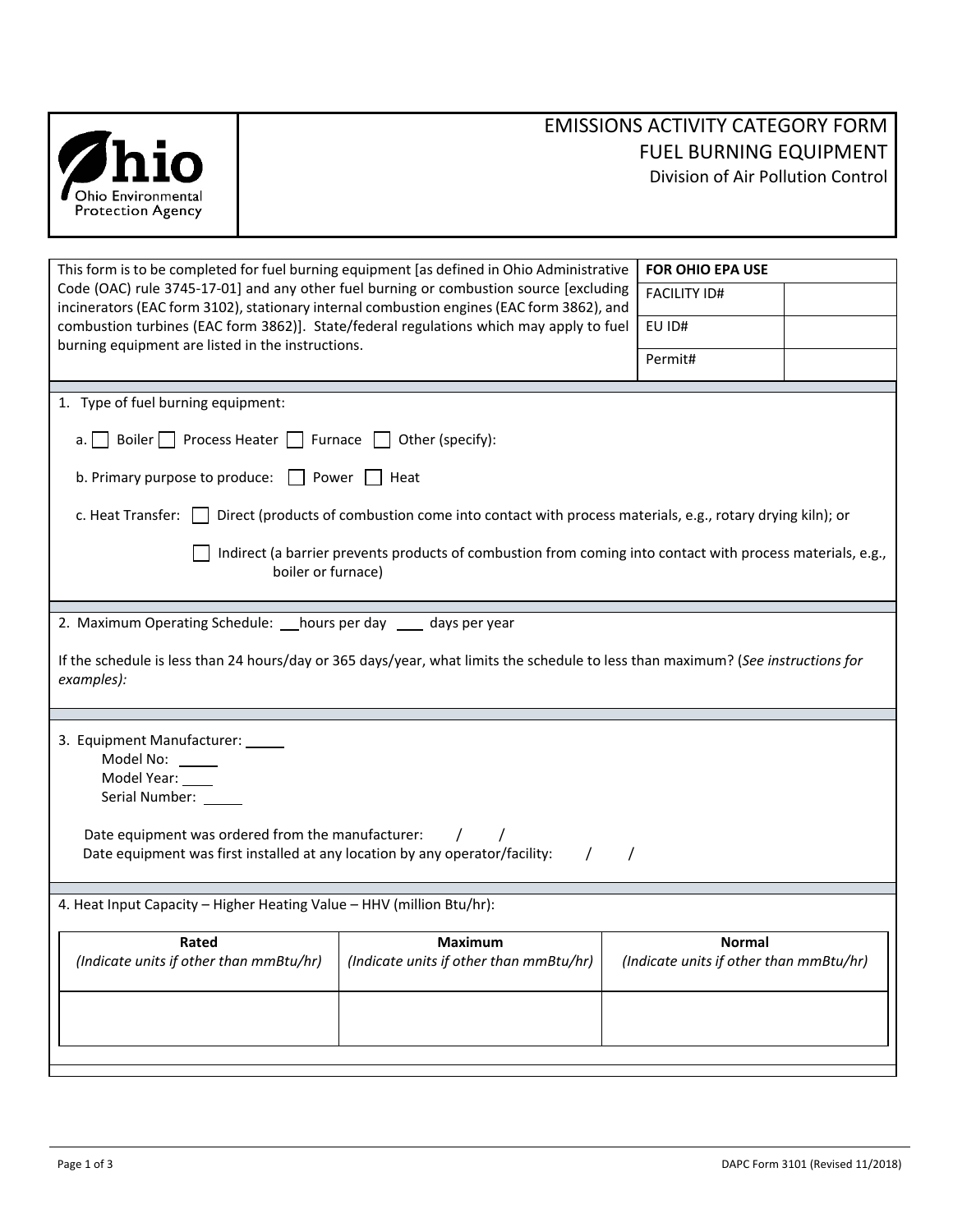Ohio Environmental Protection Agency

# EMISSIONS ACTIVITY CATEGORY FORM
## FUEL BURNING EQUIPMENT
Division of Air Pollution Control

This form is to be completed for fuel burning equipment [as defined in Ohio Administrative Code (OAC) rule 3745-17-01] and any other fuel burning or combustion source [excluding incinerators (EAC form 3102), stationary internal combustion engines (EAC form 3862), and combustion turbines (EAC form 3862)]. State/federal regulations which may apply to fuel burning equipment are listed in the instructions.

| FOR OHIO EPA USE | |
|---|---|
| FACILITY ID# | |
| EU ID# | |
| Permit# | |

1. Type of fuel burning equipment:

   a. ☐ Boiler ☐ Process Heater ☐ Furnace ☐ Other (specify):

   b. Primary purpose to produce: ☐ Power ☐ Heat

   c. Heat Transfer: ☐ Direct (products of combustion come into contact with process materials, e.g., rotary drying kiln); or

   ☐ Indirect (a barrier prevents products of combustion from coming into contact with process materials, e.g., boiler or furnace)

2. Maximum Operating Schedule: ___ hours per day ____ days per year

If the schedule is less than 24 hours/day or 365 days/year, what limits the schedule to less than maximum? (*See instructions for examples*):

3. Equipment Manufacturer: _____
   Model No: _____
   Model Year: ____
   Serial Number: _____

   Date equipment was ordered from the manufacturer: / /
   Date equipment was first installed at any location by any operator/facility: / /

4. Heat Input Capacity – Higher Heating Value – HHV (million Btu/hr):

| Rated<br>*(Indicate units if other than mmBtu/hr)* | Maximum<br>*(Indicate units if other than mmBtu/hr)* | Normal<br>*(Indicate units if other than mmBtu/hr)* |
|---|---|---|
| | | |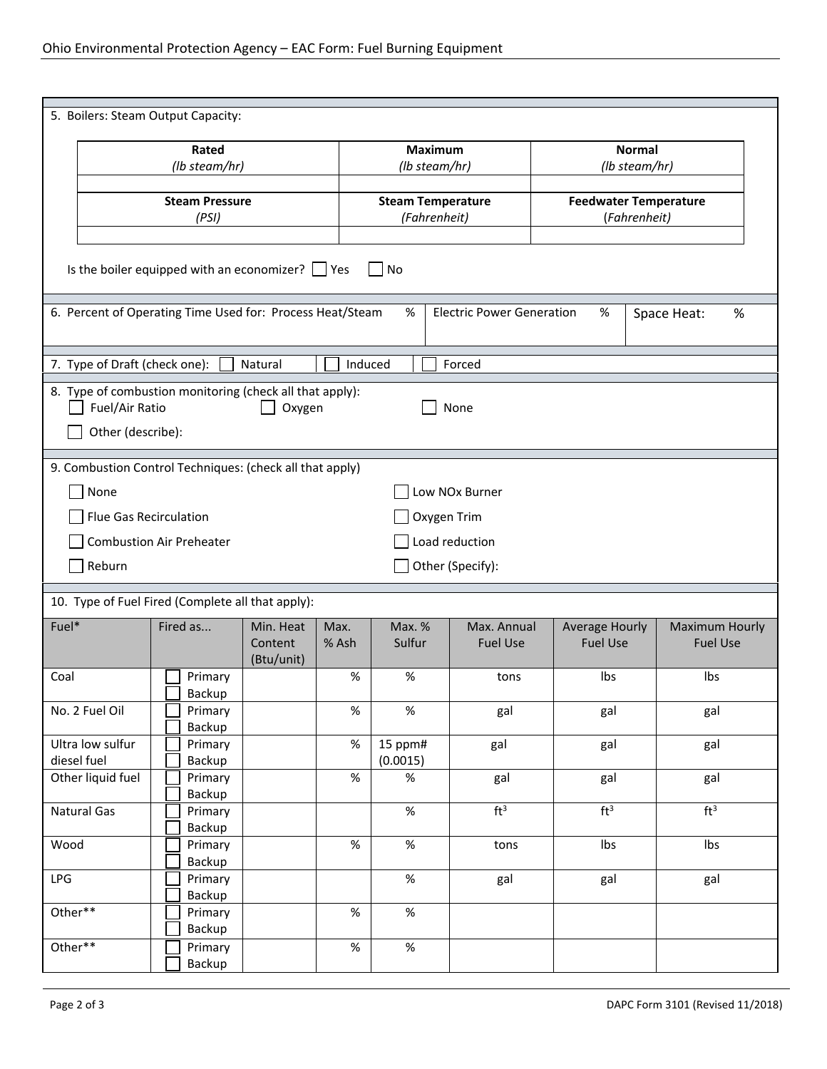5. Boilers: Steam Output Capacity:

| **Rated** *(lb steam/hr)* | **Maximum** *(lb steam/hr)* | **Normal** *(lb steam/hr)* |
|---|---|---|
| | | |
| **Steam Pressure** *(PSI)* | **Steam Temperature** *(Fahrenheit)* | **Feedwater Temperature** (*Fahrenheit*) |
| | | |

Is the boiler equipped with an economizer? ☐ Yes ☐ No

6. Percent of Operating Time Used for: Process Heat/Steam % | Electric Power Generation % | Space Heat: %

7. Type of Draft (check one): ☐ Natural ☐ Induced ☐ Forced

8. Type of combustion monitoring (check all that apply):
☐ Fuel/Air Ratio ☐ Oxygen ☐ None
☐ Other (describe):

9. Combustion Control Techniques: (check all that apply)

☐ None
☐ Low NOx Burner
☐ Flue Gas Recirculation
☐ Oxygen Trim
☐ Combustion Air Preheater
☐ Load reduction
☐ Reburn
☐ Other (Specify):

10. Type of Fuel Fired (Complete all that apply):

| Fuel* | Fired as... | Min. Heat Content (Btu/unit) | Max. % Ash | Max. % Sulfur | Max. Annual Fuel Use | Average Hourly Fuel Use | Maximum Hourly Fuel Use |
|---|---|---|---|---|---|---|---|
| Coal | ☐ Primary ☐ Backup | | % | % | tons | lbs | lbs |
| No. 2 Fuel Oil | ☐ Primary ☐ Backup | | % | % | gal | gal | gal |
| Ultra low sulfur diesel fuel | ☐ Primary ☐ Backup | | % | 15 ppm# (0.0015) | gal | gal | gal |
| Other liquid fuel | ☐ Primary ☐ Backup | | % | % | gal | gal | gal |
| Natural Gas | ☐ Primary ☐ Backup | | | % | $ft^3$ | $ft^3$ | $ft^3$ |
| Wood | ☐ Primary ☐ Backup | | % | % | tons | lbs | lbs |
| LPG | ☐ Primary ☐ Backup | | | % | gal | gal | gal |
| Other** | ☐ Primary ☐ Backup | | % | % | | | |
| Other** | ☐ Primary ☐ Backup | | % | % | | | |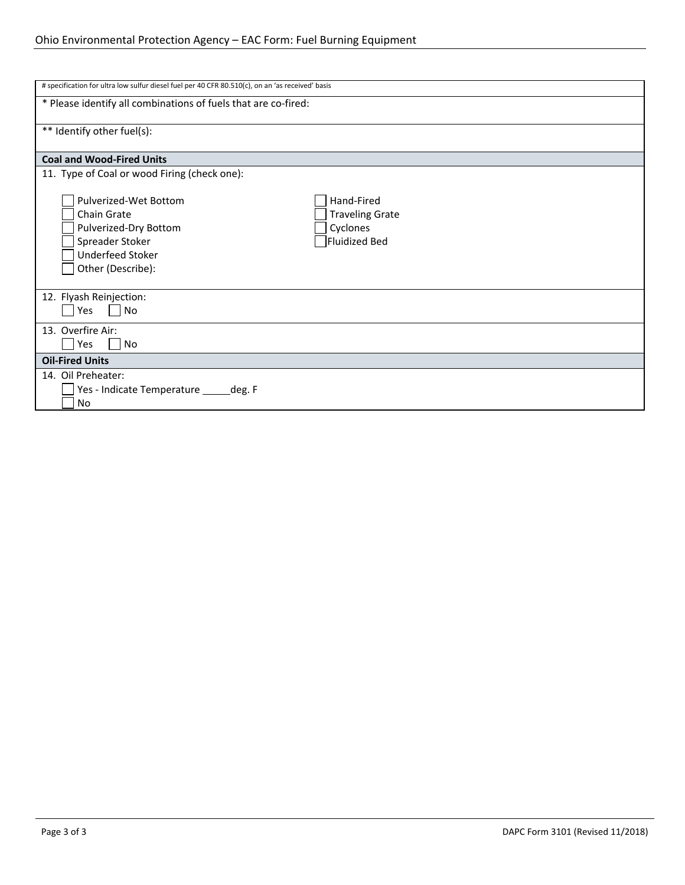# specification for ultra low sulfur diesel fuel per 40 CFR 80.510(c), on an 'as received' basis

* Please identify all combinations of fuels that are co-fired:

** Identify other fuel(s):

**Coal and Wood-Fired Units**

11. Type of Coal or wood Firing (check one):

- ☐ Pulverized-Wet Bottom
- ☐ Chain Grate
- ☐ Pulverized-Dry Bottom
- ☐ Spreader Stoker
- ☐ Underfeed Stoker
- ☐ Other (Describe):
- ☐ Hand-Fired
- ☐ Traveling Grate
- ☐ Cyclones
- ☐ Fluidized Bed

12. Flyash Reinjection:
    ☐ Yes ☐ No

13. Overfire Air:
    ☐ Yes ☐ No

**Oil-Fired Units**

14. Oil Preheater:
    - ☐ Yes - Indicate Temperature _____deg. F
    - ☐ No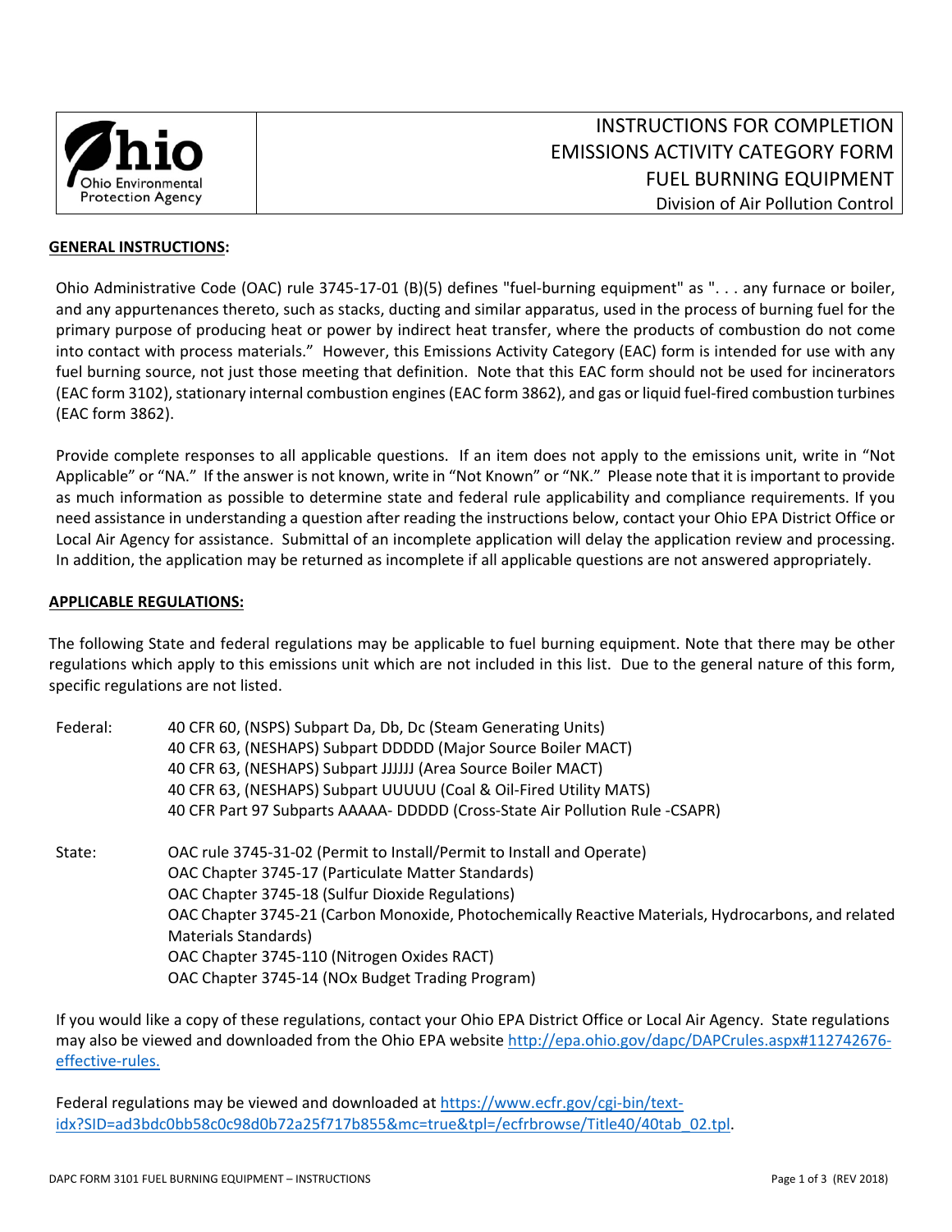# INSTRUCTIONS FOR COMPLETION EMISSIONS ACTIVITY CATEGORY FORM FUEL BURNING EQUIPMENT

Division of Air Pollution Control

**GENERAL INSTRUCTIONS:**

Ohio Administrative Code (OAC) rule 3745-17-01 (B)(5) defines "fuel-burning equipment" as ". . . any furnace or boiler, and any appurtenances thereto, such as stacks, ducting and similar apparatus, used in the process of burning fuel for the primary purpose of producing heat or power by indirect heat transfer, where the products of combustion do not come into contact with process materials." However, this Emissions Activity Category (EAC) form is intended for use with any fuel burning source, not just those meeting that definition. Note that this EAC form should not be used for incinerators (EAC form 3102), stationary internal combustion engines (EAC form 3862), and gas or liquid fuel-fired combustion turbines (EAC form 3862).

Provide complete responses to all applicable questions. If an item does not apply to the emissions unit, write in "Not Applicable" or "NA." If the answer is not known, write in "Not Known" or "NK." Please note that it is important to provide as much information as possible to determine state and federal rule applicability and compliance requirements. If you need assistance in understanding a question after reading the instructions below, contact your Ohio EPA District Office or Local Air Agency for assistance. Submittal of an incomplete application will delay the application review and processing. In addition, the application may be returned as incomplete if all applicable questions are not answered appropriately.

**APPLICABLE REGULATIONS:**

The following State and federal regulations may be applicable to fuel burning equipment. Note that there may be other regulations which apply to this emissions unit which are not included in this list. Due to the general nature of this form, specific regulations are not listed.

Federal:
- 40 CFR 60, (NSPS) Subpart Da, Db, Dc (Steam Generating Units)
- 40 CFR 63, (NESHAPS) Subpart DDDDD (Major Source Boiler MACT)
- 40 CFR 63, (NESHAPS) Subpart JJJJJJ (Area Source Boiler MACT)
- 40 CFR 63, (NESHAPS) Subpart UUUUU (Coal & Oil-Fired Utility MATS)
- 40 CFR Part 97 Subparts AAAAA- DDDDD (Cross-State Air Pollution Rule -CSAPR)

State:
- OAC rule 3745-31-02 (Permit to Install/Permit to Install and Operate)
- OAC Chapter 3745-17 (Particulate Matter Standards)
- OAC Chapter 3745-18 (Sulfur Dioxide Regulations)
- OAC Chapter 3745-21 (Carbon Monoxide, Photochemically Reactive Materials, Hydrocarbons, and related Materials Standards)
- OAC Chapter 3745-110 (Nitrogen Oxides RACT)
- OAC Chapter 3745-14 (NOx Budget Trading Program)

If you would like a copy of these regulations, contact your Ohio EPA District Office or Local Air Agency. State regulations may also be viewed and downloaded from the Ohio EPA website http://epa.ohio.gov/dapc/DAPCrules.aspx#112742676-effective-rules.

Federal regulations may be viewed and downloaded at https://www.ecfr.gov/cgi-bin/text-idx?SID=ad3bdc0bb58c0c98d0b72a25f717b855&mc=true&tpl=/ecfrbrowse/Title40/40tab_02.tpl.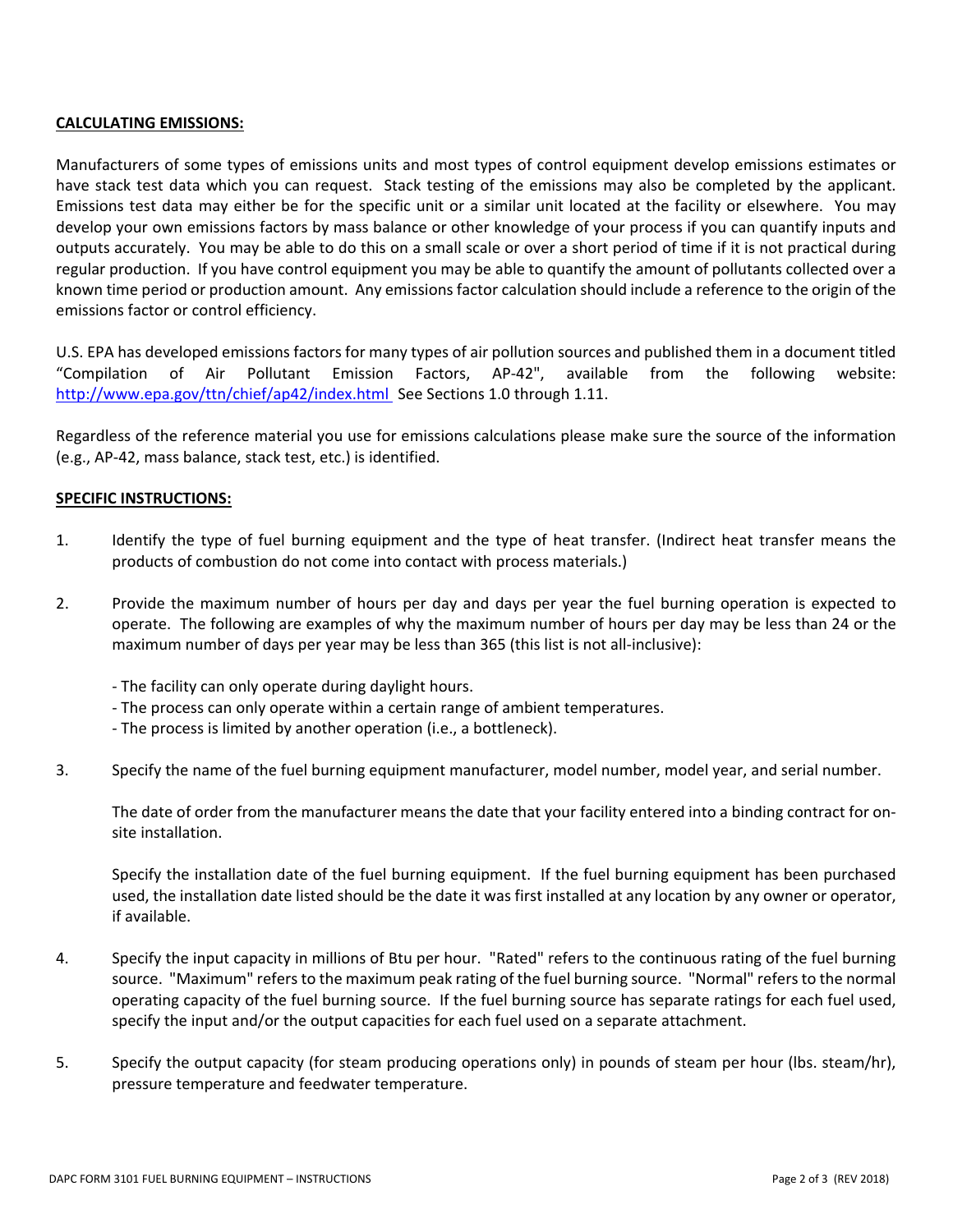**CALCULATING EMISSIONS:**

Manufacturers of some types of emissions units and most types of control equipment develop emissions estimates or have stack test data which you can request. Stack testing of the emissions may also be completed by the applicant. Emissions test data may either be for the specific unit or a similar unit located at the facility or elsewhere. You may develop your own emissions factors by mass balance or other knowledge of your process if you can quantify inputs and outputs accurately. You may be able to do this on a small scale or over a short period of time if it is not practical during regular production. If you have control equipment you may be able to quantify the amount of pollutants collected over a known time period or production amount. Any emissions factor calculation should include a reference to the origin of the emissions factor or control efficiency.

U.S. EPA has developed emissions factors for many types of air pollution sources and published them in a document titled "Compilation of Air Pollutant Emission Factors, AP-42", available from the following website: http://www.epa.gov/ttn/chief/ap42/index.html See Sections 1.0 through 1.11.

Regardless of the reference material you use for emissions calculations please make sure the source of the information (e.g., AP-42, mass balance, stack test, etc.) is identified.

**SPECIFIC INSTRUCTIONS:**

1. Identify the type of fuel burning equipment and the type of heat transfer. (Indirect heat transfer means the products of combustion do not come into contact with process materials.)

2. Provide the maximum number of hours per day and days per year the fuel burning operation is expected to operate. The following are examples of why the maximum number of hours per day may be less than 24 or the maximum number of days per year may be less than 365 (this list is not all-inclusive):

   - The facility can only operate during daylight hours.
   - The process can only operate within a certain range of ambient temperatures.
   - The process is limited by another operation (i.e., a bottleneck).

3. Specify the name of the fuel burning equipment manufacturer, model number, model year, and serial number.

   The date of order from the manufacturer means the date that your facility entered into a binding contract for on-site installation.

   Specify the installation date of the fuel burning equipment. If the fuel burning equipment has been purchased used, the installation date listed should be the date it was first installed at any location by any owner or operator, if available.

4. Specify the input capacity in millions of Btu per hour. "Rated" refers to the continuous rating of the fuel burning source. "Maximum" refers to the maximum peak rating of the fuel burning source. "Normal" refers to the normal operating capacity of the fuel burning source. If the fuel burning source has separate ratings for each fuel used, specify the input and/or the output capacities for each fuel used on a separate attachment.

5. Specify the output capacity (for steam producing operations only) in pounds of steam per hour (lbs. steam/hr), pressure temperature and feedwater temperature.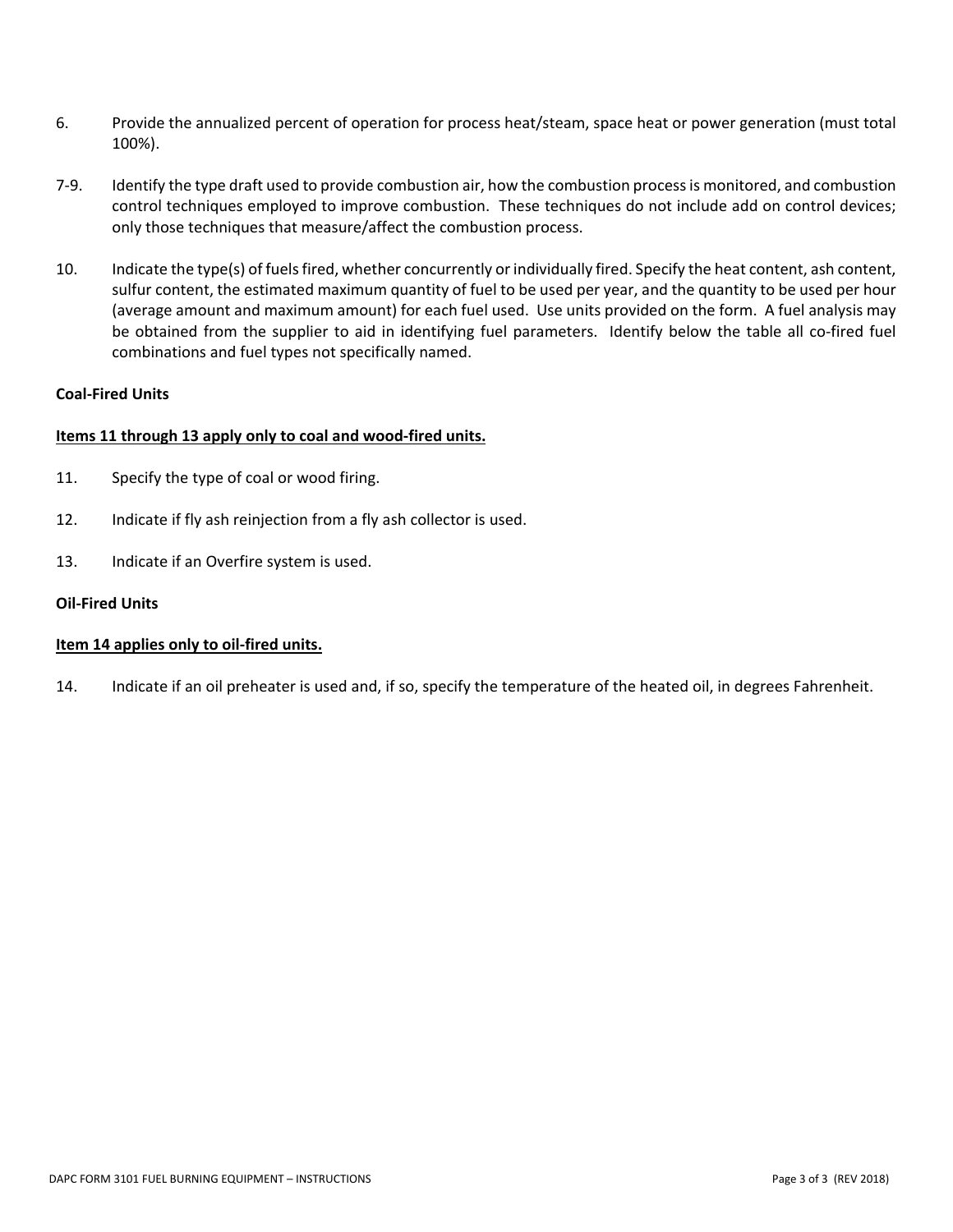6. Provide the annualized percent of operation for process heat/steam, space heat or power generation (must total 100%).

7-9. Identify the type draft used to provide combustion air, how the combustion process is monitored, and combustion control techniques employed to improve combustion. These techniques do not include add on control devices; only those techniques that measure/affect the combustion process.

10. Indicate the type(s) of fuels fired, whether concurrently or individually fired. Specify the heat content, ash content, sulfur content, the estimated maximum quantity of fuel to be used per year, and the quantity to be used per hour (average amount and maximum amount) for each fuel used. Use units provided on the form. A fuel analysis may be obtained from the supplier to aid in identifying fuel parameters. Identify below the table all co-fired fuel combinations and fuel types not specifically named.

**Coal-Fired Units**

**<u>Items 11 through 13 apply only to coal and wood-fired units.</u>**

11. Specify the type of coal or wood firing.

12. Indicate if fly ash reinjection from a fly ash collector is used.

13. Indicate if an Overfire system is used.

**Oil-Fired Units**

**<u>Item 14 applies only to oil-fired units.</u>**

14. Indicate if an oil preheater is used and, if so, specify the temperature of the heated oil, in degrees Fahrenheit.